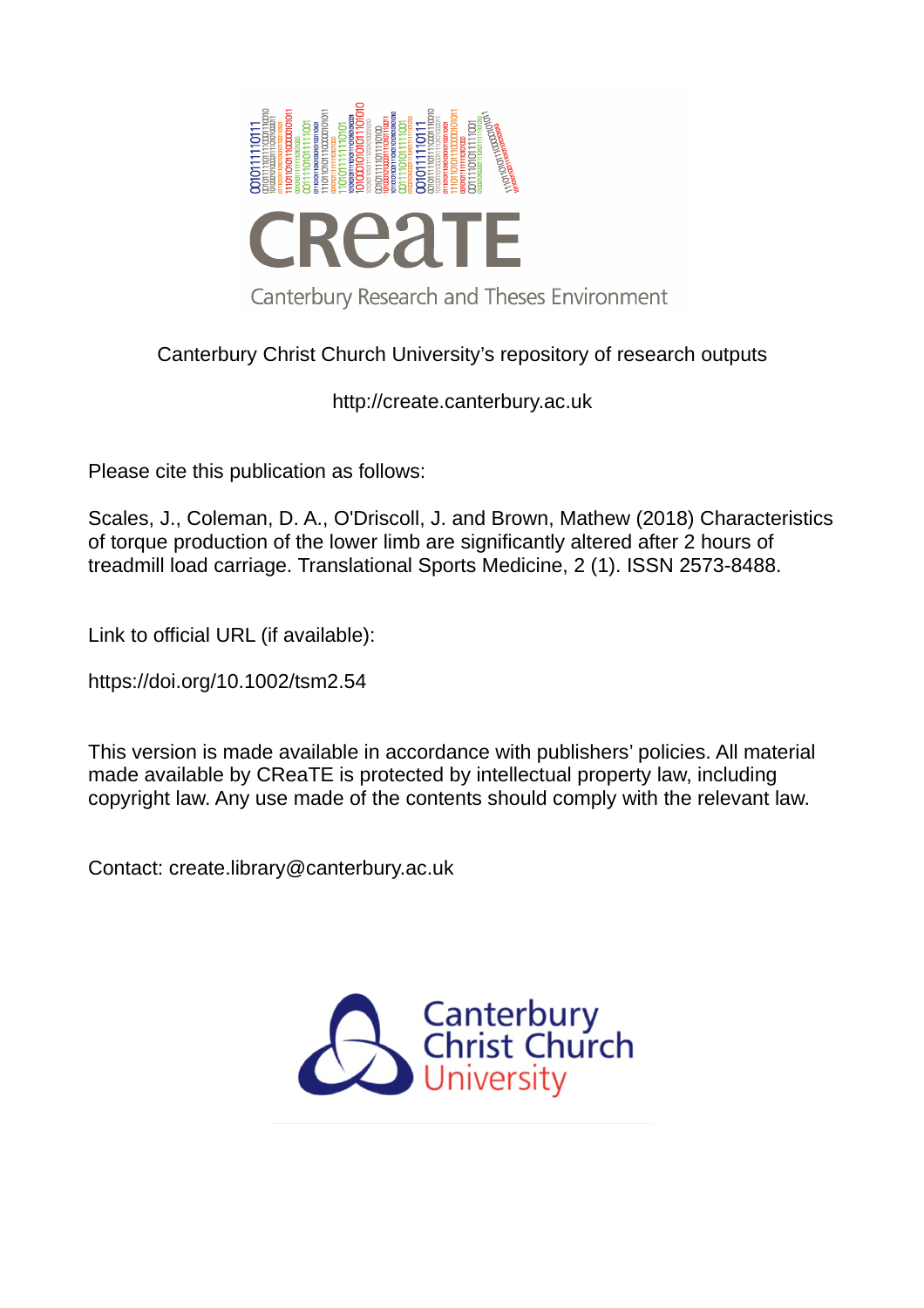Canterbury Christ Church University's repository of research outputs

http://create.canterbury.ac.uk

Please cite this publication as follows:

Scales, J., Coleman, D. A., O'Driscoll, J. and Brown, Mathew (2018) Characteristics of torque production of the lower limb are significantly altered after 2 hours of treadmill load carriage. Translational Sports Medicine, 2 (1). ISSN 2573-8488.

Link to official URL (if available):

https://doi.org/10.1002/tsm2.54

This version is made available in accordance with publishers' policies. All material made available by CReaTE is protected by intellectual property law, including copyright law. Any use made of the contents should comply with the relevant law.

Contact: create.library@canterbury.ac.uk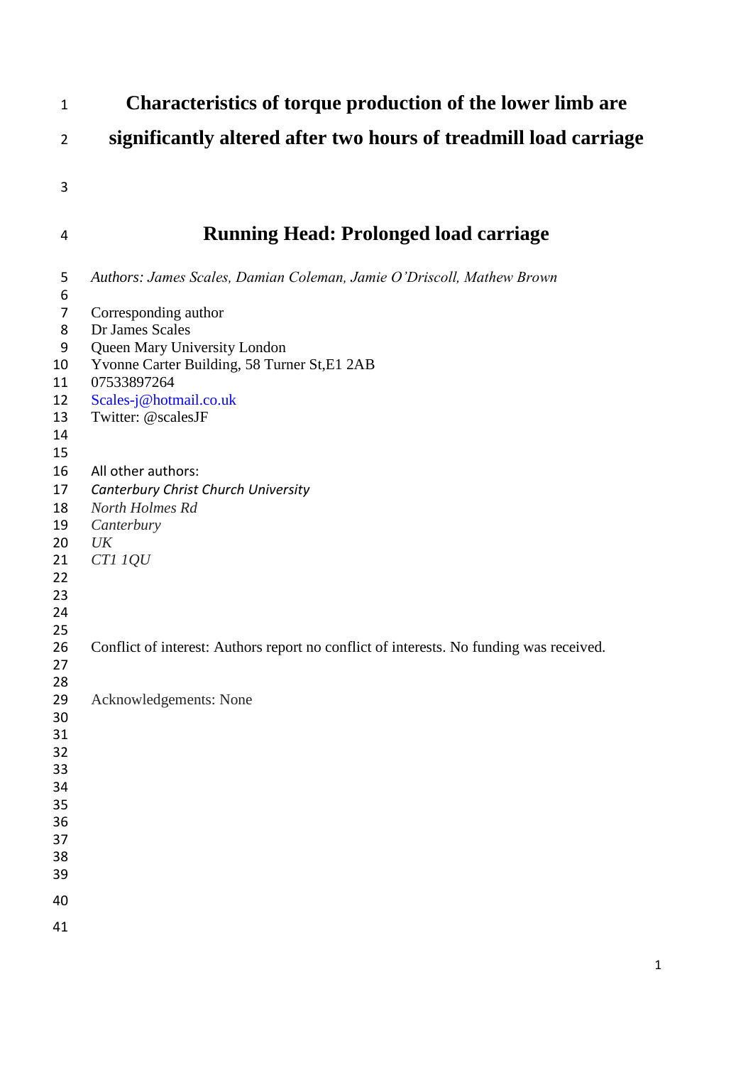# Characteristics of torque production of the lower limb are significantly altered after two hours of treadmill load carriage

## Running Head: Prolonged load carriage

*Authors: James Scales, Damian Coleman, Jamie O'Driscoll, Mathew Brown*

Corresponding author
Dr James Scales
Queen Mary University London
Yvonne Carter Building, 58 Turner St,E1 2AB
07533897264
Scales-j@hotmail.co.uk
Twitter: @scalesJF

All other authors:
*Canterbury Christ Church University*
*North Holmes Rd*
*Canterbury*
*UK*
*CT1 1QU*

Conflict of interest: Authors report no conflict of interests. No funding was received.

Acknowledgements: None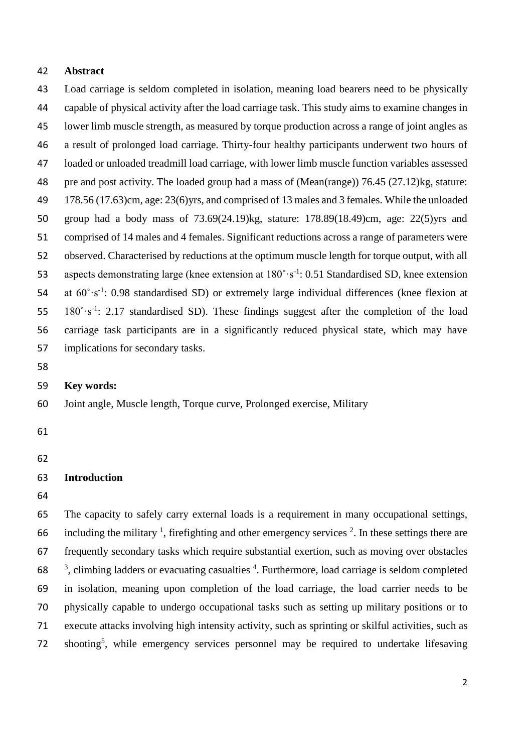## Abstract

Load carriage is seldom completed in isolation, meaning load bearers need to be physically capable of physical activity after the load carriage task. This study aims to examine changes in lower limb muscle strength, as measured by torque production across a range of joint angles as a result of prolonged load carriage. Thirty-four healthy participants underwent two hours of loaded or unloaded treadmill load carriage, with lower limb muscle function variables assessed pre and post activity. The loaded group had a mass of (Mean(range)) 76.45 (27.12)kg, stature: 178.56 (17.63)cm, age: 23(6)yrs, and comprised of 13 males and 3 females. While the unloaded group had a body mass of 73.69(24.19)kg, stature: 178.89(18.49)cm, age: 22(5)yrs and comprised of 14 males and 4 females. Significant reductions across a range of parameters were observed. Characterised by reductions at the optimum muscle length for torque output, with all aspects demonstrating large (knee extension at $180^{\circ}\cdot s^{-1}$: 0.51 Standardised SD, knee extension at $60^{\circ}\cdot s^{-1}$: 0.98 standardised SD) or extremely large individual differences (knee flexion at $180^{\circ}\cdot s^{-1}$: 2.17 standardised SD). These findings suggest after the completion of the load carriage task participants are in a significantly reduced physical state, which may have implications for secondary tasks.

**Key words:**

Joint angle, Muscle length, Torque curve, Prolonged exercise, Military

## Introduction

The capacity to safely carry external loads is a requirement in many occupational settings, including the military [1], firefighting and other emergency services [2]. In these settings there are frequently secondary tasks which require substantial exertion, such as moving over obstacles [3], climbing ladders or evacuating casualties [4]. Furthermore, load carriage is seldom completed in isolation, meaning upon completion of the load carriage, the load carrier needs to be physically capable to undergo occupational tasks such as setting up military positions or to execute attacks involving high intensity activity, such as sprinting or skilful activities, such as shooting[5], while emergency services personnel may be required to undertake lifesaving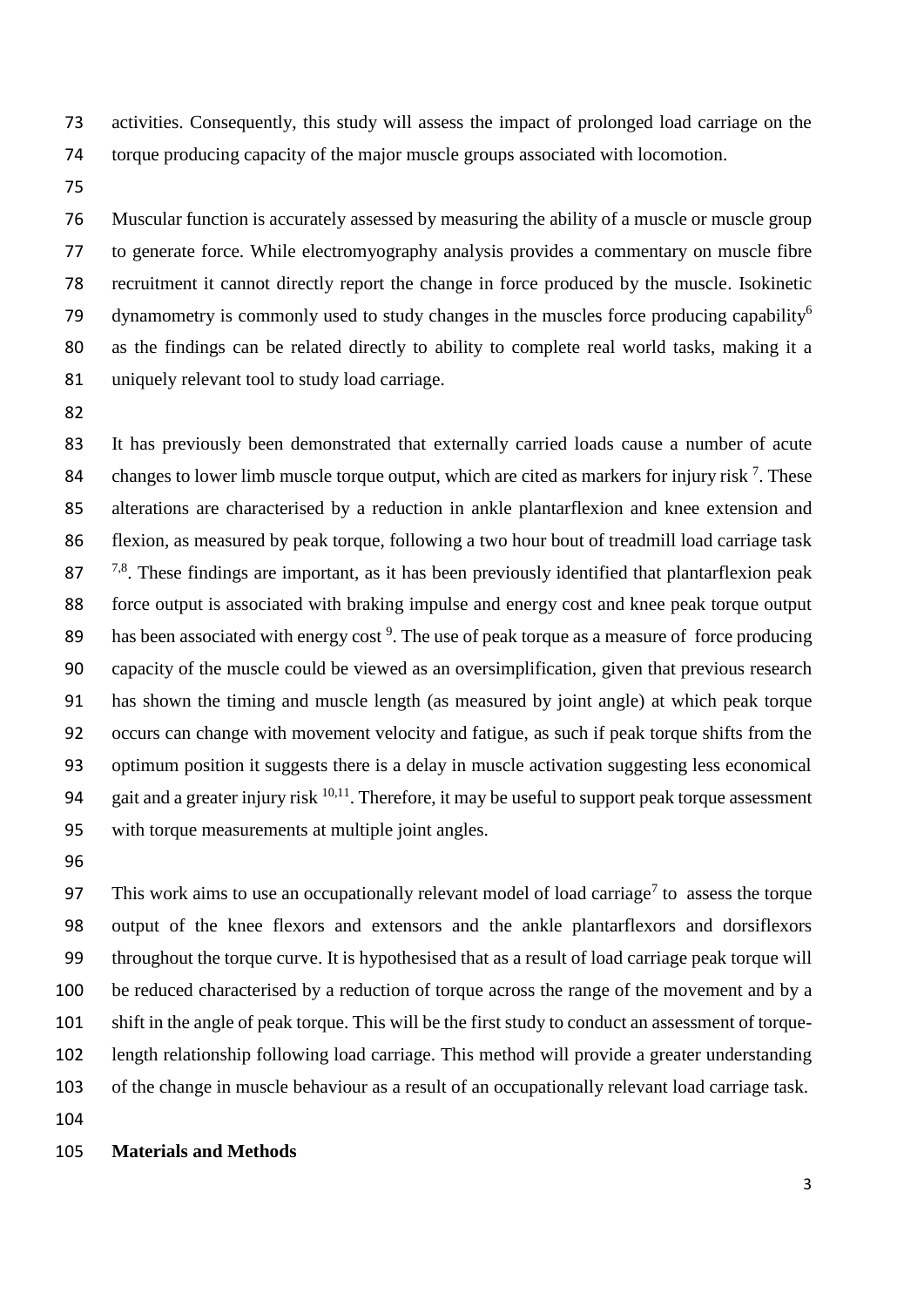activities. Consequently, this study will assess the impact of prolonged load carriage on the torque producing capacity of the major muscle groups associated with locomotion.

Muscular function is accurately assessed by measuring the ability of a muscle or muscle group to generate force. While electromyography analysis provides a commentary on muscle fibre recruitment it cannot directly report the change in force produced by the muscle. Isokinetic dynamometry is commonly used to study changes in the muscles force producing capability[6] as the findings can be related directly to ability to complete real world tasks, making it a uniquely relevant tool to study load carriage.

It has previously been demonstrated that externally carried loads cause a number of acute changes to lower limb muscle torque output, which are cited as markers for injury risk [7]. These alterations are characterised by a reduction in ankle plantarflexion and knee extension and flexion, as measured by peak torque, following a two hour bout of treadmill load carriage task [7,8]. These findings are important, as it has been previously identified that plantarflexion peak force output is associated with braking impulse and energy cost and knee peak torque output has been associated with energy cost [9]. The use of peak torque as a measure of force producing capacity of the muscle could be viewed as an oversimplification, given that previous research has shown the timing and muscle length (as measured by joint angle) at which peak torque occurs can change with movement velocity and fatigue, as such if peak torque shifts from the optimum position it suggests there is a delay in muscle activation suggesting less economical gait and a greater injury risk [10,11]. Therefore, it may be useful to support peak torque assessment with torque measurements at multiple joint angles.

This work aims to use an occupationally relevant model of load carriage[7] to assess the torque output of the knee flexors and extensors and the ankle plantarflexors and dorsiflexors throughout the torque curve. It is hypothesised that as a result of load carriage peak torque will be reduced characterised by a reduction of torque across the range of the movement and by a shift in the angle of peak torque. This will be the first study to conduct an assessment of torque-length relationship following load carriage. This method will provide a greater understanding of the change in muscle behaviour as a result of an occupationally relevant load carriage task.

## Materials and Methods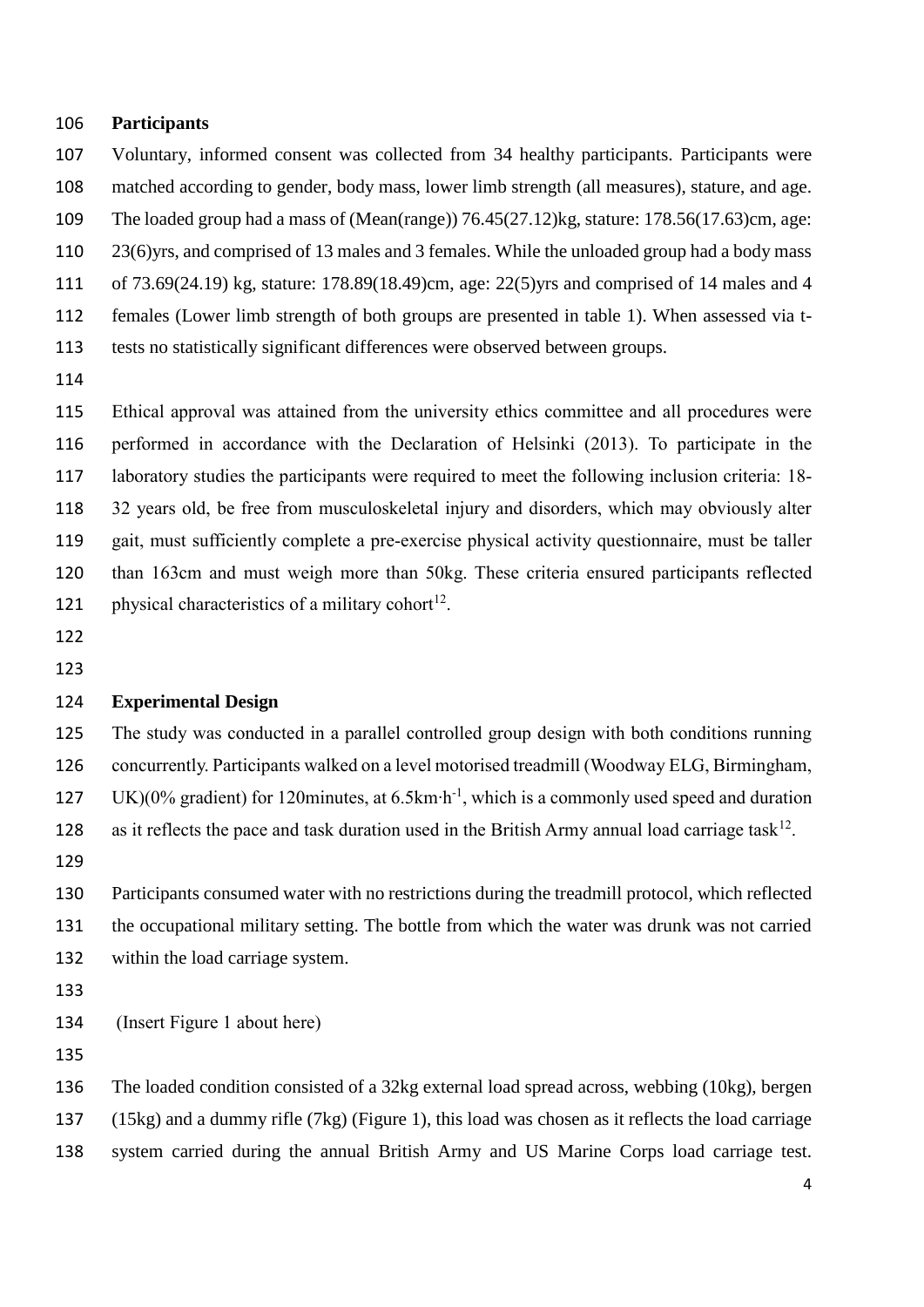**Participants**

Voluntary, informed consent was collected from 34 healthy participants. Participants were matched according to gender, body mass, lower limb strength (all measures), stature, and age. The loaded group had a mass of (Mean(range)) 76.45(27.12)kg, stature: 178.56(17.63)cm, age: 23(6)yrs, and comprised of 13 males and 3 females. While the unloaded group had a body mass of 73.69(24.19) kg, stature: 178.89(18.49)cm, age: 22(5)yrs and comprised of 14 males and 4 females (Lower limb strength of both groups are presented in table 1). When assessed via t-tests no statistically significant differences were observed between groups.

Ethical approval was attained from the university ethics committee and all procedures were performed in accordance with the Declaration of Helsinki (2013). To participate in the laboratory studies the participants were required to meet the following inclusion criteria: 18-32 years old, be free from musculoskeletal injury and disorders, which may obviously alter gait, must sufficiently complete a pre-exercise physical activity questionnaire, must be taller than 163cm and must weigh more than 50kg. These criteria ensured participants reflected physical characteristics of a military cohort[12].

**Experimental Design**

The study was conducted in a parallel controlled group design with both conditions running concurrently. Participants walked on a level motorised treadmill (Woodway ELG, Birmingham, UK)(0% gradient) for 120minutes, at 6.5km·h$^{-1}$, which is a commonly used speed and duration as it reflects the pace and task duration used in the British Army annual load carriage task[12].

Participants consumed water with no restrictions during the treadmill protocol, which reflected the occupational military setting. The bottle from which the water was drunk was not carried within the load carriage system.

(Insert Figure 1 about here)

The loaded condition consisted of a 32kg external load spread across, webbing (10kg), bergen (15kg) and a dummy rifle (7kg) (Figure 1), this load was chosen as it reflects the load carriage system carried during the annual British Army and US Marine Corps load carriage test.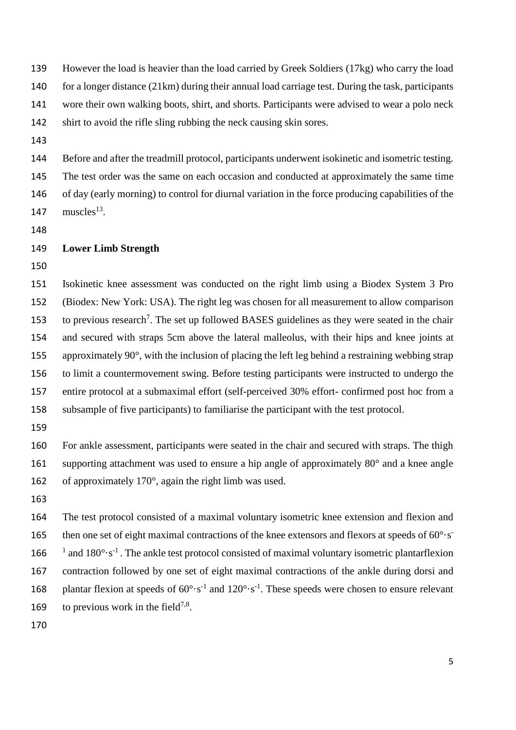However the load is heavier than the load carried by Greek Soldiers (17kg) who carry the load for a longer distance (21km) during their annual load carriage test. During the task, participants wore their own walking boots, shirt, and shorts. Participants were advised to wear a polo neck shirt to avoid the rifle sling rubbing the neck causing skin sores.

Before and after the treadmill protocol, participants underwent isokinetic and isometric testing. The test order was the same on each occasion and conducted at approximately the same time of day (early morning) to control for diurnal variation in the force producing capabilities of the muscles[13].

**Lower Limb Strength**

Isokinetic knee assessment was conducted on the right limb using a Biodex System 3 Pro (Biodex: New York: USA). The right leg was chosen for all measurement to allow comparison to previous research[7]. The set up followed BASES guidelines as they were seated in the chair and secured with straps 5cm above the lateral malleolus, with their hips and knee joints at approximately 90°, with the inclusion of placing the left leg behind a restraining webbing strap to limit a countermovement swing. Before testing participants were instructed to undergo the entire protocol at a submaximal effort (self-perceived 30% effort- confirmed post hoc from a subsample of five participants) to familiarise the participant with the test protocol.

For ankle assessment, participants were seated in the chair and secured with straps. The thigh supporting attachment was used to ensure a hip angle of approximately 80° and a knee angle of approximately 170°, again the right limb was used.

The test protocol consisted of a maximal voluntary isometric knee extension and flexion and then one set of eight maximal contractions of the knee extensors and flexors at speeds of $60°\cdot s^{-1}$ and $180°\cdot s^{-1}$. The ankle test protocol consisted of maximal voluntary isometric plantarflexion contraction followed by one set of eight maximal contractions of the ankle during dorsi and plantar flexion at speeds of $60°\cdot s^{-1}$ and $120°\cdot s^{-1}$. These speeds were chosen to ensure relevant to previous work in the field[7,8].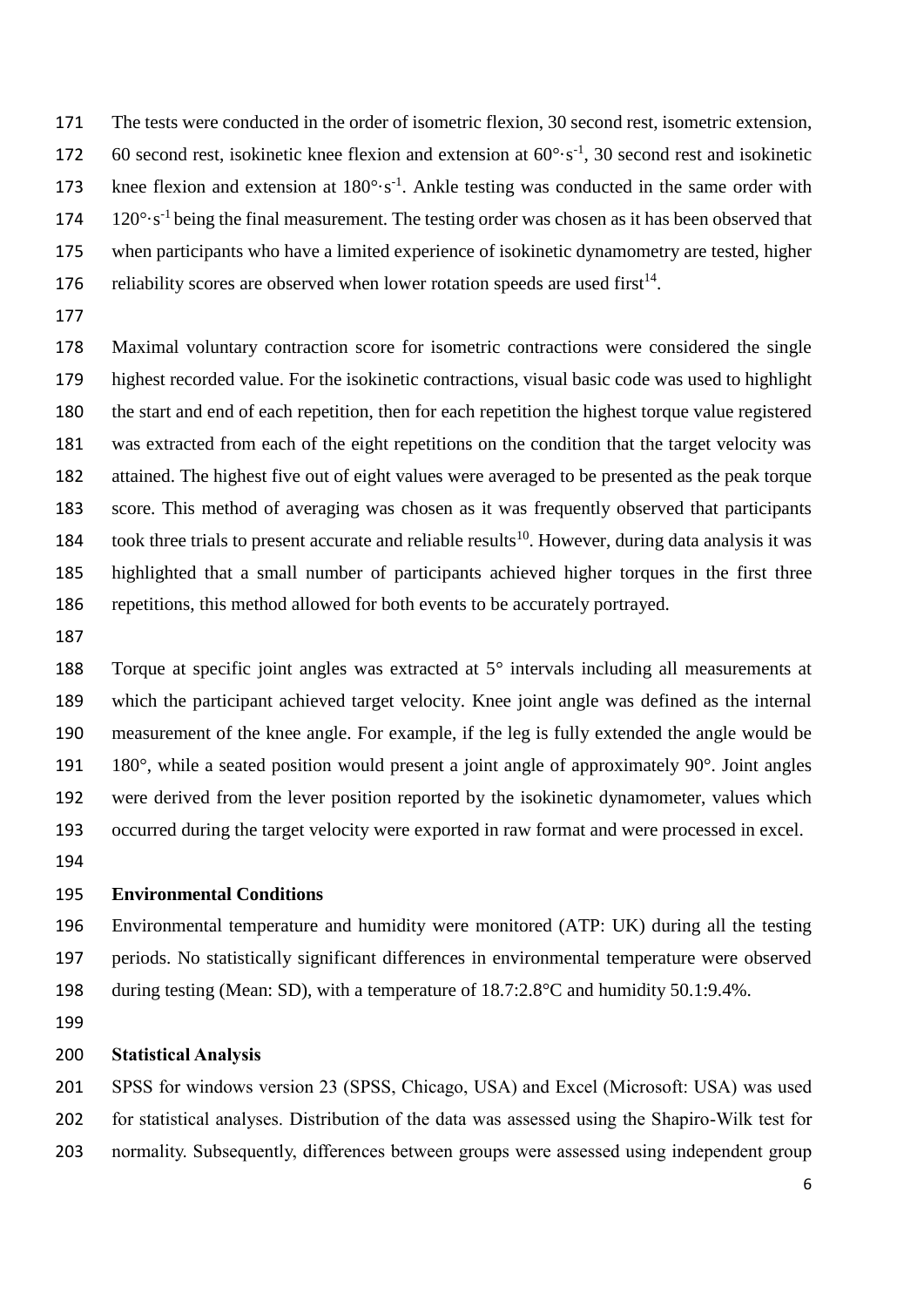The tests were conducted in the order of isometric flexion, 30 second rest, isometric extension, 60 second rest, isokinetic knee flexion and extension at $60°\cdot s^{-1}$, 30 second rest and isokinetic knee flexion and extension at $180°\cdot s^{-1}$. Ankle testing was conducted in the same order with $120°\cdot s^{-1}$ being the final measurement. The testing order was chosen as it has been observed that when participants who have a limited experience of isokinetic dynamometry are tested, higher reliability scores are observed when lower rotation speeds are used first[14].

Maximal voluntary contraction score for isometric contractions were considered the single highest recorded value. For the isokinetic contractions, visual basic code was used to highlight the start and end of each repetition, then for each repetition the highest torque value registered was extracted from each of the eight repetitions on the condition that the target velocity was attained. The highest five out of eight values were averaged to be presented as the peak torque score. This method of averaging was chosen as it was frequently observed that participants took three trials to present accurate and reliable results[10]. However, during data analysis it was highlighted that a small number of participants achieved higher torques in the first three repetitions, this method allowed for both events to be accurately portrayed.

Torque at specific joint angles was extracted at 5° intervals including all measurements at which the participant achieved target velocity. Knee joint angle was defined as the internal measurement of the knee angle. For example, if the leg is fully extended the angle would be 180°, while a seated position would present a joint angle of approximately 90°. Joint angles were derived from the lever position reported by the isokinetic dynamometer, values which occurred during the target velocity were exported in raw format and were processed in excel.

## Environmental Conditions

Environmental temperature and humidity were monitored (ATP: UK) during all the testing periods. No statistically significant differences in environmental temperature were observed during testing (Mean: SD), with a temperature of 18.7:2.8°C and humidity 50.1:9.4%.

## Statistical Analysis

SPSS for windows version 23 (SPSS, Chicago, USA) and Excel (Microsoft: USA) was used for statistical analyses. Distribution of the data was assessed using the Shapiro-Wilk test for normality. Subsequently, differences between groups were assessed using independent group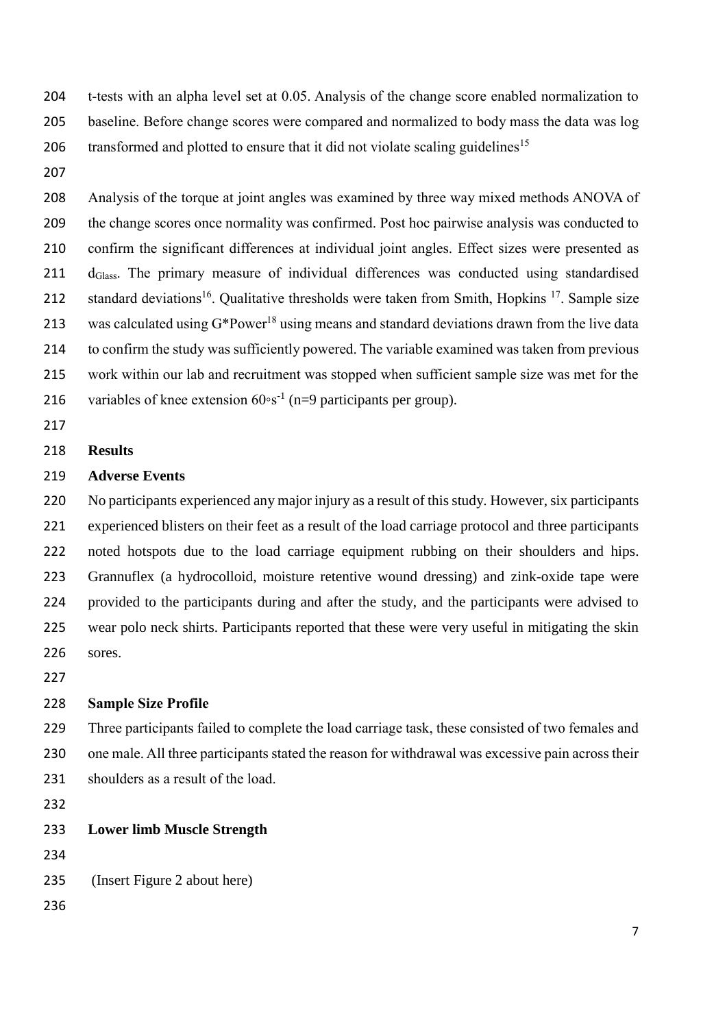t-tests with an alpha level set at 0.05. Analysis of the change score enabled normalization to baseline. Before change scores were compared and normalized to body mass the data was log transformed and plotted to ensure that it did not violate scaling guidelines[15]

Analysis of the torque at joint angles was examined by three way mixed methods ANOVA of the change scores once normality was confirmed. Post hoc pairwise analysis was conducted to confirm the significant differences at individual joint angles. Effect sizes were presented as $d_{Glass}$. The primary measure of individual differences was conducted using standardised standard deviations[16]. Qualitative thresholds were taken from Smith, Hopkins [17]. Sample size was calculated using G*Power[18] using means and standard deviations drawn from the live data to confirm the study was sufficiently powered. The variable examined was taken from previous work within our lab and recruitment was stopped when sufficient sample size was met for the variables of knee extension $60^{\circ}s^{-1}$ (n=9 participants per group).

## Results

### Adverse Events

No participants experienced any major injury as a result of this study. However, six participants experienced blisters on their feet as a result of the load carriage protocol and three participants noted hotspots due to the load carriage equipment rubbing on their shoulders and hips. Grannuflex (a hydrocolloid, moisture retentive wound dressing) and zink-oxide tape were provided to the participants during and after the study, and the participants were advised to wear polo neck shirts. Participants reported that these were very useful in mitigating the skin sores.

### Sample Size Profile

Three participants failed to complete the load carriage task, these consisted of two females and one male. All three participants stated the reason for withdrawal was excessive pain across their shoulders as a result of the load.

### Lower limb Muscle Strength

(Insert Figure 2 about here)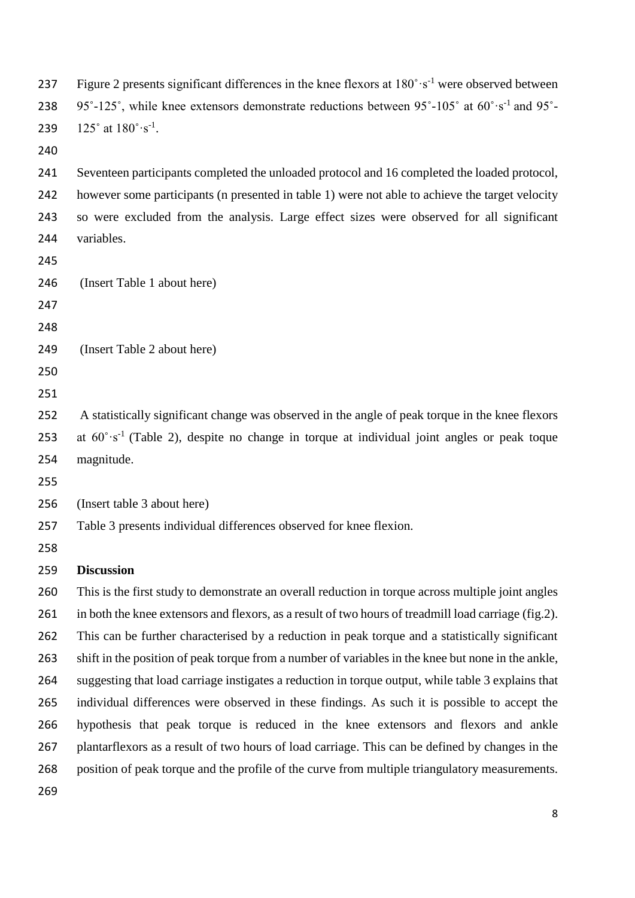Figure 2 presents significant differences in the knee flexors at $180^{\circ}\cdot s^{-1}$ were observed between $95^{\circ}$-$125^{\circ}$, while knee extensors demonstrate reductions between $95^{\circ}$-$105^{\circ}$ at $60^{\circ}\cdot s^{-1}$ and $95^{\circ}$-$125^{\circ}$ at $180^{\circ}\cdot s^{-1}$.

Seventeen participants completed the unloaded protocol and 16 completed the loaded protocol, however some participants (n presented in table 1) were not able to achieve the target velocity so were excluded from the analysis. Large effect sizes were observed for all significant variables.

(Insert Table 1 about here)

(Insert Table 2 about here)

A statistically significant change was observed in the angle of peak torque in the knee flexors at $60^{\circ}\cdot s^{-1}$ (Table 2), despite no change in torque at individual joint angles or peak toque magnitude.

(Insert table 3 about here)

Table 3 presents individual differences observed for knee flexion.

**Discussion**

This is the first study to demonstrate an overall reduction in torque across multiple joint angles in both the knee extensors and flexors, as a result of two hours of treadmill load carriage (fig.2). This can be further characterised by a reduction in peak torque and a statistically significant shift in the position of peak torque from a number of variables in the knee but none in the ankle, suggesting that load carriage instigates a reduction in torque output, while table 3 explains that individual differences were observed in these findings. As such it is possible to accept the hypothesis that peak torque is reduced in the knee extensors and flexors and ankle plantarflexors as a result of two hours of load carriage. This can be defined by changes in the position of peak torque and the profile of the curve from multiple triangulatory measurements.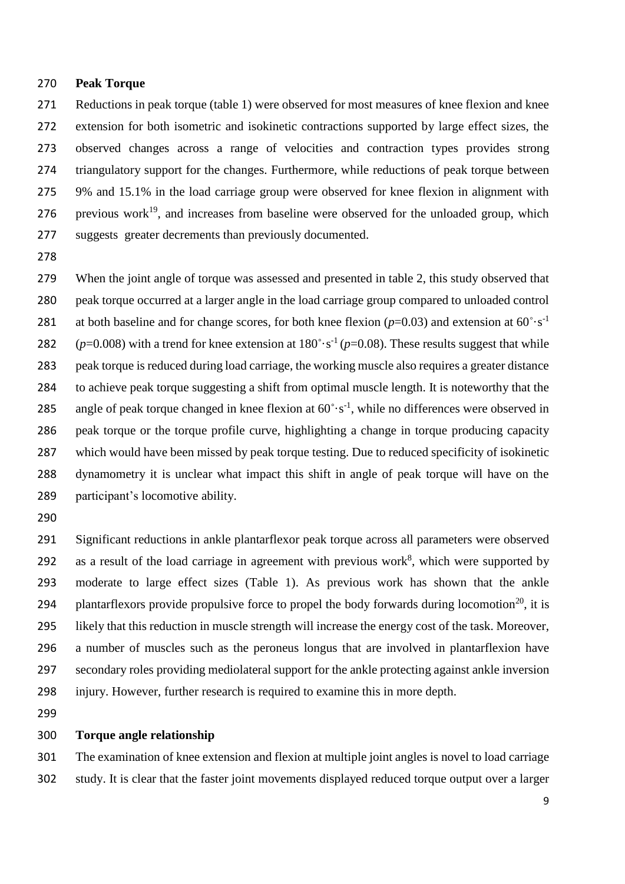**Peak Torque**

Reductions in peak torque (table 1) were observed for most measures of knee flexion and knee extension for both isometric and isokinetic contractions supported by large effect sizes, the observed changes across a range of velocities and contraction types provides strong triangulatory support for the changes. Furthermore, while reductions of peak torque between 9% and 15.1% in the load carriage group were observed for knee flexion in alignment with previous work[19], and increases from baseline were observed for the unloaded group, which suggests greater decrements than previously documented.

When the joint angle of torque was assessed and presented in table 2, this study observed that peak torque occurred at a larger angle in the load carriage group compared to unloaded control at both baseline and for change scores, for both knee flexion ($p$=0.03) and extension at $60^{\circ}\cdot s^{-1}$ ($p$=0.008) with a trend for knee extension at $180^{\circ}\cdot s^{-1}$ ($p$=0.08). These results suggest that while peak torque is reduced during load carriage, the working muscle also requires a greater distance to achieve peak torque suggesting a shift from optimal muscle length. It is noteworthy that the angle of peak torque changed in knee flexion at $60^{\circ}\cdot s^{-1}$, while no differences were observed in peak torque or the torque profile curve, highlighting a change in torque producing capacity which would have been missed by peak torque testing. Due to reduced specificity of isokinetic dynamometry it is unclear what impact this shift in angle of peak torque will have on the participant's locomotive ability.

Significant reductions in ankle plantarflexor peak torque across all parameters were observed as a result of the load carriage in agreement with previous work[8], which were supported by moderate to large effect sizes (Table 1). As previous work has shown that the ankle plantarflexors provide propulsive force to propel the body forwards during locomotion[20], it is likely that this reduction in muscle strength will increase the energy cost of the task. Moreover, a number of muscles such as the peroneus longus that are involved in plantarflexion have secondary roles providing mediolateral support for the ankle protecting against ankle inversion injury. However, further research is required to examine this in more depth.

**Torque angle relationship**

The examination of knee extension and flexion at multiple joint angles is novel to load carriage study. It is clear that the faster joint movements displayed reduced torque output over a larger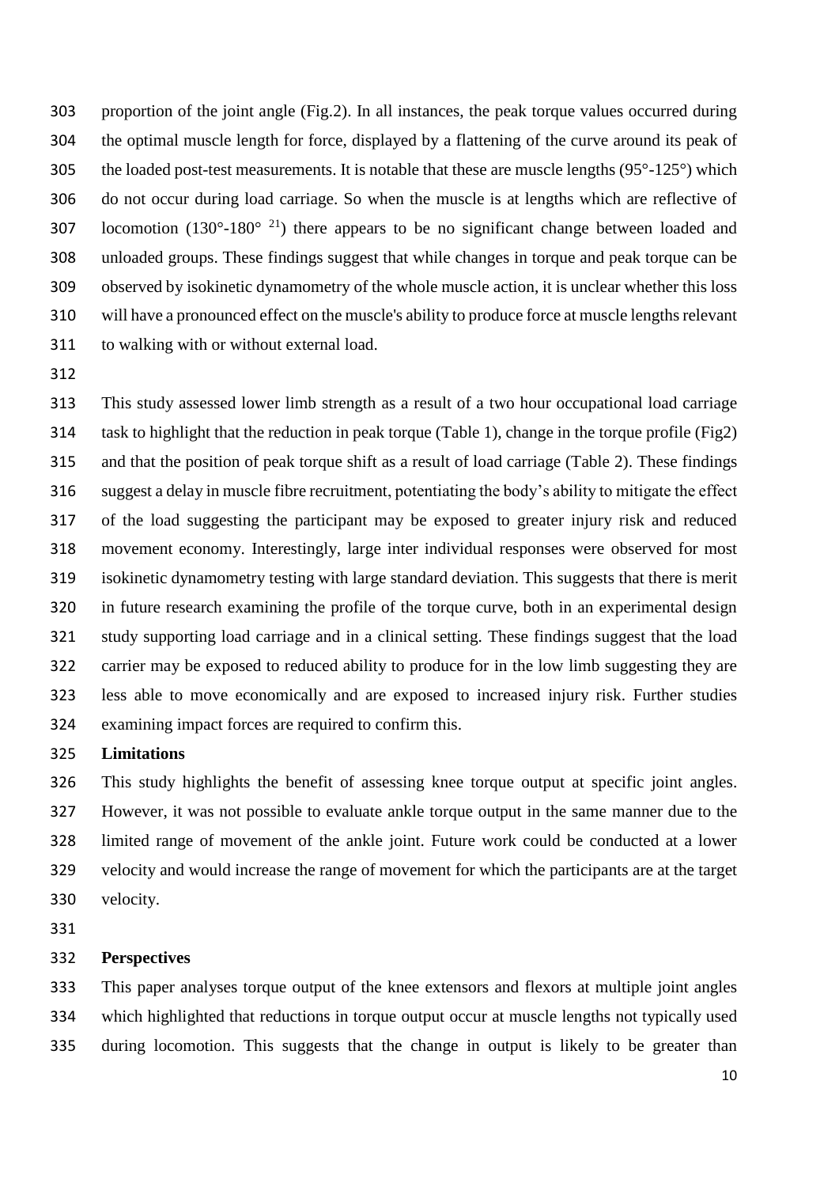proportion of the joint angle (Fig.2). In all instances, the peak torque values occurred during the optimal muscle length for force, displayed by a flattening of the curve around its peak of the loaded post-test measurements. It is notable that these are muscle lengths (95°-125°) which do not occur during load carriage. So when the muscle is at lengths which are reflective of locomotion (130°-180° [21]) there appears to be no significant change between loaded and unloaded groups. These findings suggest that while changes in torque and peak torque can be observed by isokinetic dynamometry of the whole muscle action, it is unclear whether this loss will have a pronounced effect on the muscle's ability to produce force at muscle lengths relevant to walking with or without external load.

This study assessed lower limb strength as a result of a two hour occupational load carriage task to highlight that the reduction in peak torque (Table 1), change in the torque profile (Fig2) and that the position of peak torque shift as a result of load carriage (Table 2). These findings suggest a delay in muscle fibre recruitment, potentiating the body's ability to mitigate the effect of the load suggesting the participant may be exposed to greater injury risk and reduced movement economy. Interestingly, large inter individual responses were observed for most isokinetic dynamometry testing with large standard deviation. This suggests that there is merit in future research examining the profile of the torque curve, both in an experimental design study supporting load carriage and in a clinical setting. These findings suggest that the load carrier may be exposed to reduced ability to produce for in the low limb suggesting they are less able to move economically and are exposed to increased injury risk. Further studies examining impact forces are required to confirm this.

**Limitations**

This study highlights the benefit of assessing knee torque output at specific joint angles. However, it was not possible to evaluate ankle torque output in the same manner due to the limited range of movement of the ankle joint. Future work could be conducted at a lower velocity and would increase the range of movement for which the participants are at the target velocity.

**Perspectives**

This paper analyses torque output of the knee extensors and flexors at multiple joint angles which highlighted that reductions in torque output occur at muscle lengths not typically used during locomotion. This suggests that the change in output is likely to be greater than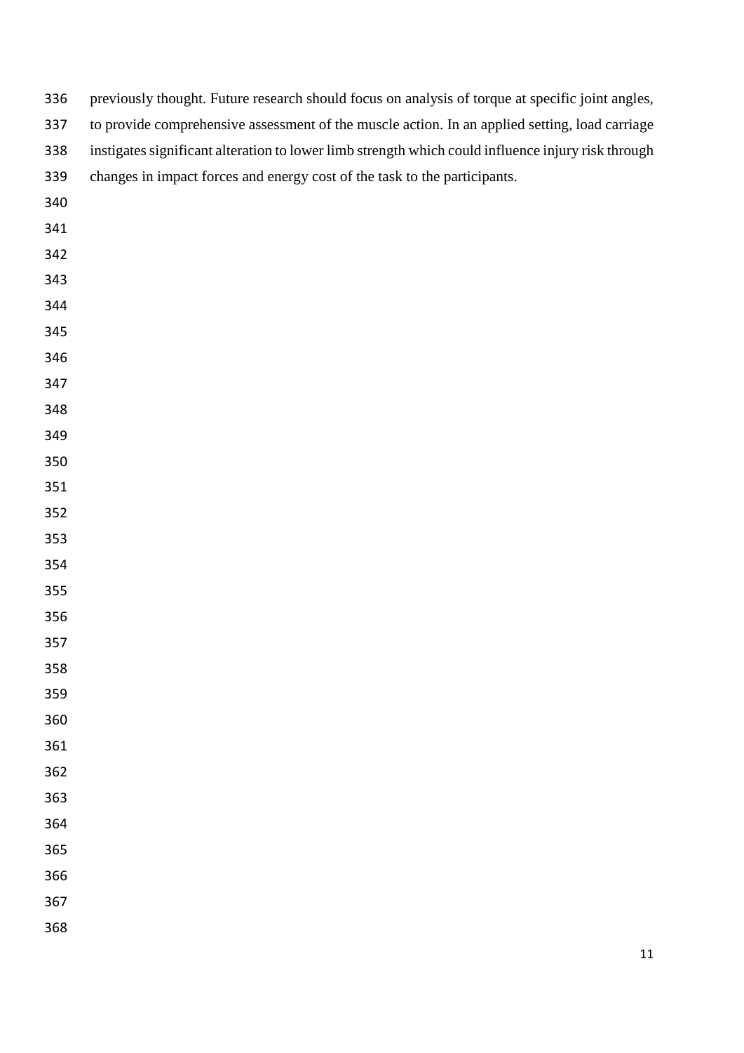previously thought. Future research should focus on analysis of torque at specific joint angles, to provide comprehensive assessment of the muscle action. In an applied setting, load carriage instigates significant alteration to lower limb strength which could influence injury risk through changes in impact forces and energy cost of the task to the participants.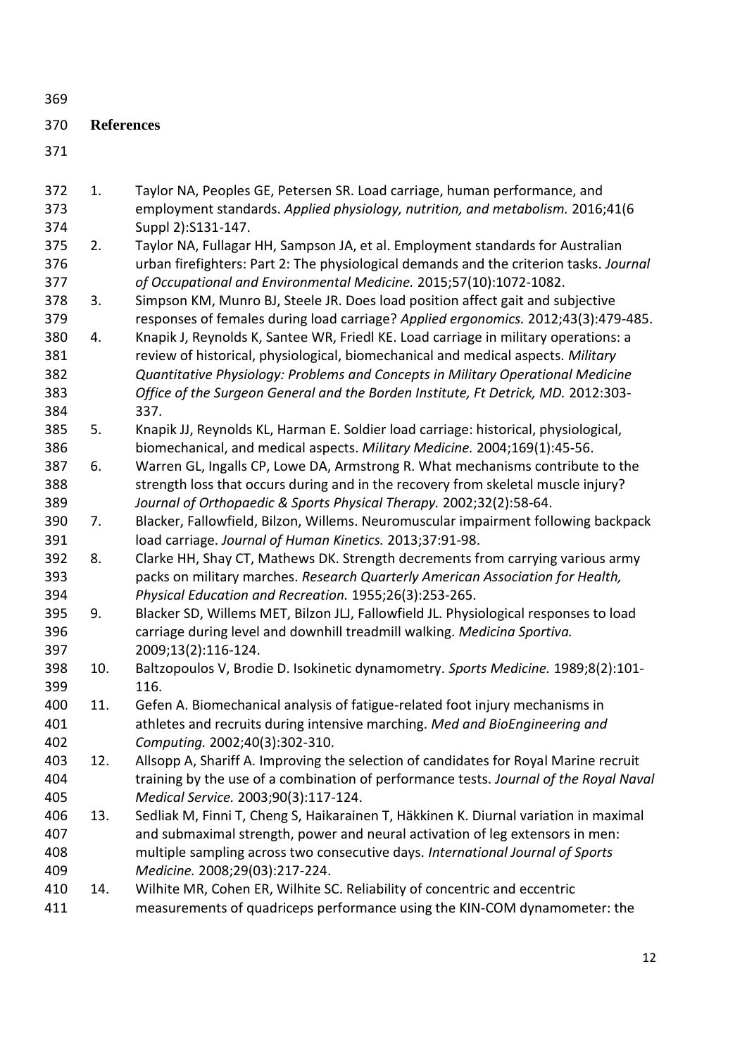## References

1. Taylor NA, Peoples GE, Petersen SR. Load carriage, human performance, and employment standards. *Applied physiology, nutrition, and metabolism.* 2016;41(6 Suppl 2):S131-147.
2. Taylor NA, Fullagar HH, Sampson JA, et al. Employment standards for Australian urban firefighters: Part 2: The physiological demands and the criterion tasks. *Journal of Occupational and Environmental Medicine.* 2015;57(10):1072-1082.
3. Simpson KM, Munro BJ, Steele JR. Does load position affect gait and subjective responses of females during load carriage? *Applied ergonomics.* 2012;43(3):479-485.
4. Knapik J, Reynolds K, Santee WR, Friedl KE. Load carriage in military operations: a review of historical, physiological, biomechanical and medical aspects. *Military Quantitative Physiology: Problems and Concepts in Military Operational Medicine Office of the Surgeon General and the Borden Institute, Ft Detrick, MD.* 2012:303-337.
5. Knapik JJ, Reynolds KL, Harman E. Soldier load carriage: historical, physiological, biomechanical, and medical aspects. *Military Medicine.* 2004;169(1):45-56.
6. Warren GL, Ingalls CP, Lowe DA, Armstrong R. What mechanisms contribute to the strength loss that occurs during and in the recovery from skeletal muscle injury? *Journal of Orthopaedic & Sports Physical Therapy.* 2002;32(2):58-64.
7. Blacker, Fallowfield, Bilzon, Willems. Neuromuscular impairment following backpack load carriage. *Journal of Human Kinetics.* 2013;37:91-98.
8. Clarke HH, Shay CT, Mathews DK. Strength decrements from carrying various army packs on military marches. *Research Quarterly American Association for Health, Physical Education and Recreation.* 1955;26(3):253-265.
9. Blacker SD, Willems MET, Bilzon JLJ, Fallowfield JL. Physiological responses to load carriage during level and downhill treadmill walking. *Medicina Sportiva.* 2009;13(2):116-124.
10. Baltzopoulos V, Brodie D. Isokinetic dynamometry. *Sports Medicine.* 1989;8(2):101-116.
11. Gefen A. Biomechanical analysis of fatigue-related foot injury mechanisms in athletes and recruits during intensive marching. *Med and BioEngineering and Computing.* 2002;40(3):302-310.
12. Allsopp A, Shariff A. Improving the selection of candidates for Royal Marine recruit training by the use of a combination of performance tests. *Journal of the Royal Naval Medical Service.* 2003;90(3):117-124.
13. Sedliak M, Finni T, Cheng S, Haikarainen T, Häkkinen K. Diurnal variation in maximal and submaximal strength, power and neural activation of leg extensors in men: multiple sampling across two consecutive days. *International Journal of Sports Medicine.* 2008;29(03):217-224.
14. Wilhite MR, Cohen ER, Wilhite SC. Reliability of concentric and eccentric measurements of quadriceps performance using the KIN-COM dynamometer: the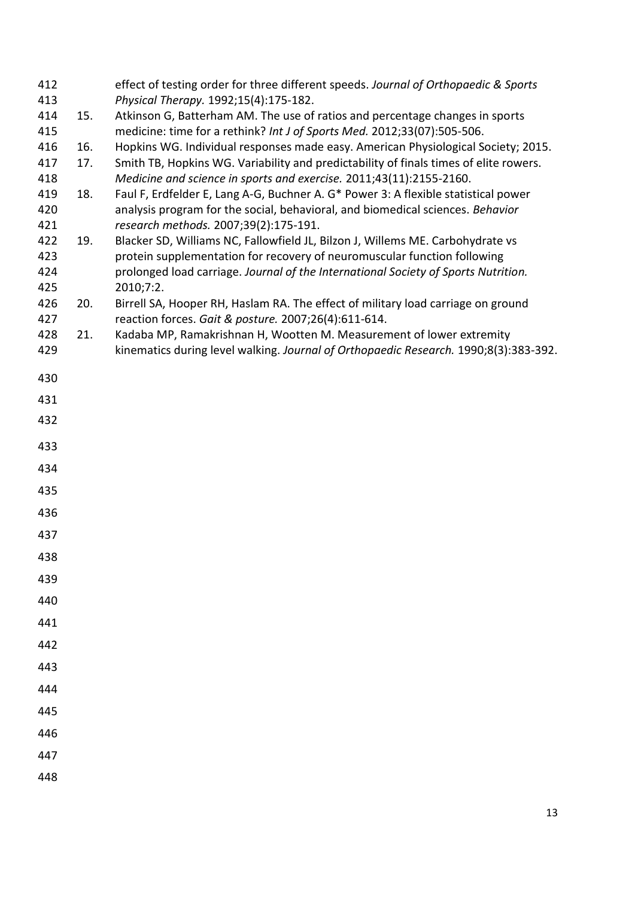effect of testing order for three different speeds. *Journal of Orthopaedic & Sports Physical Therapy.* 1992;15(4):175-182.

15. Atkinson G, Batterham AM. The use of ratios and percentage changes in sports medicine: time for a rethink? *Int J of Sports Med.* 2012;33(07):505-506.
16. Hopkins WG. Individual responses made easy. American Physiological Society; 2015.
17. Smith TB, Hopkins WG. Variability and predictability of finals times of elite rowers. *Medicine and science in sports and exercise.* 2011;43(11):2155-2160.
18. Faul F, Erdfelder E, Lang A-G, Buchner A. G* Power 3: A flexible statistical power analysis program for the social, behavioral, and biomedical sciences. *Behavior research methods.* 2007;39(2):175-191.
19. Blacker SD, Williams NC, Fallowfield JL, Bilzon J, Willems ME. Carbohydrate vs protein supplementation for recovery of neuromuscular function following prolonged load carriage. *Journal of the International Society of Sports Nutrition.* 2010;7:2.
20. Birrell SA, Hooper RH, Haslam RA. The effect of military load carriage on ground reaction forces. *Gait & posture.* 2007;26(4):611-614.
21. Kadaba MP, Ramakrishnan H, Wootten M. Measurement of lower extremity kinematics during level walking. *Journal of Orthopaedic Research.* 1990;8(3):383-392.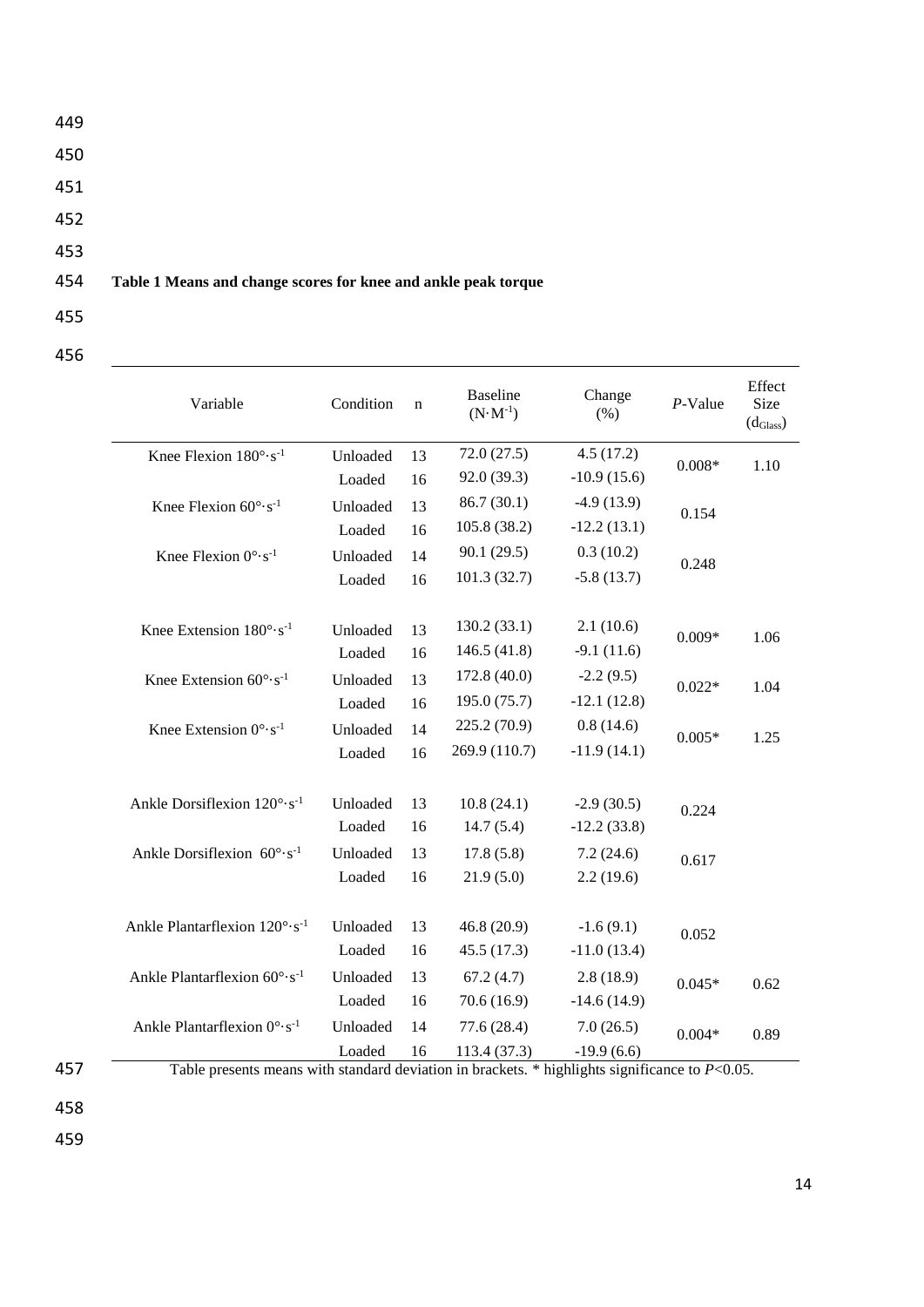**Table 1 Means and change scores for knee and ankle peak torque**

| Variable | Condition | n | Baseline ($N \cdot M^{-1}$) | Change (%) | *P*-Value | Effect Size ($d_{Glass}$) |
|---|---|---|---|---|---|---|
| Knee Flexion $180° \cdot s^{-1}$ | Unloaded | 13 | 72.0 (27.5) | 4.5 (17.2) | 0.008* | 1.10 |
| | Loaded | 16 | 92.0 (39.3) | -10.9 (15.6) | | |
| Knee Flexion $60° \cdot s^{-1}$ | Unloaded | 13 | 86.7 (30.1) | -4.9 (13.9) | 0.154 | |
| | Loaded | 16 | 105.8 (38.2) | -12.2 (13.1) | | |
| Knee Flexion $0° \cdot s^{-1}$ | Unloaded | 14 | 90.1 (29.5) | 0.3 (10.2) | 0.248 | |
| | Loaded | 16 | 101.3 (32.7) | -5.8 (13.7) | | |
| Knee Extension $180° \cdot s^{-1}$ | Unloaded | 13 | 130.2 (33.1) | 2.1 (10.6) | 0.009* | 1.06 |
| | Loaded | 16 | 146.5 (41.8) | -9.1 (11.6) | | |
| Knee Extension $60° \cdot s^{-1}$ | Unloaded | 13 | 172.8 (40.0) | -2.2 (9.5) | 0.022* | 1.04 |
| | Loaded | 16 | 195.0 (75.7) | -12.1 (12.8) | | |
| Knee Extension $0° \cdot s^{-1}$ | Unloaded | 14 | 225.2 (70.9) | 0.8 (14.6) | 0.005* | 1.25 |
| | Loaded | 16 | 269.9 (110.7) | -11.9 (14.1) | | |
| Ankle Dorsiflexion $120° \cdot s^{-1}$ | Unloaded | 13 | 10.8 (24.1) | -2.9 (30.5) | 0.224 | |
| | Loaded | 16 | 14.7 (5.4) | -12.2 (33.8) | | |
| Ankle Dorsiflexion $60° \cdot s^{-1}$ | Unloaded | 13 | 17.8 (5.8) | 7.2 (24.6) | 0.617 | |
| | Loaded | 16 | 21.9 (5.0) | 2.2 (19.6) | | |
| Ankle Plantarflexion $120° \cdot s^{-1}$ | Unloaded | 13 | 46.8 (20.9) | -1.6 (9.1) | 0.052 | |
| | Loaded | 16 | 45.5 (17.3) | -11.0 (13.4) | | |
| Ankle Plantarflexion $60° \cdot s^{-1}$ | Unloaded | 13 | 67.2 (4.7) | 2.8 (18.9) | 0.045* | 0.62 |
| | Loaded | 16 | 70.6 (16.9) | -14.6 (14.9) | | |
| Ankle Plantarflexion $0° \cdot s^{-1}$ | Unloaded | 14 | 77.6 (28.4) | 7.0 (26.5) | 0.004* | 0.89 |
| | Loaded | 16 | 113.4 (37.3) | -19.9 (6.6) | | |

Table presents means with standard deviation in brackets. * highlights significance to $P<0.05$.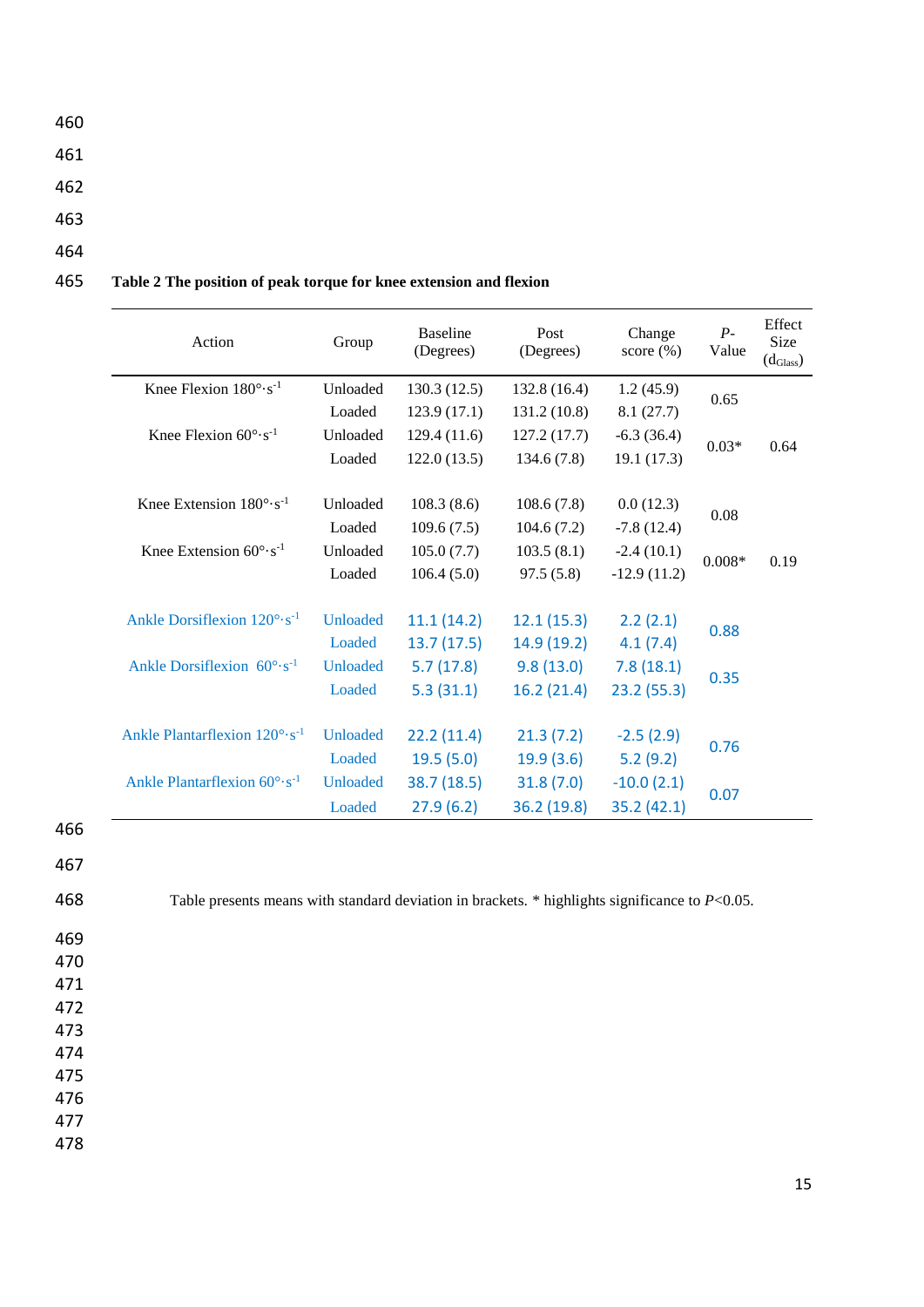**Table 2 The position of peak torque for knee extension and flexion**

| Action | Group | Baseline (Degrees) | Post (Degrees) | Change score (%) | *P*-Value | Effect Size ($d_{Glass}$) |
|---|---|---|---|---|---|---|
| Knee Flexion 180°·s$^{-1}$ | Unloaded | 130.3 (12.5) | 132.8 (16.4) | 1.2 (45.9) | 0.65 | |
| | Loaded | 123.9 (17.1) | 131.2 (10.8) | 8.1 (27.7) | | |
| Knee Flexion 60°·s$^{-1}$ | Unloaded | 129.4 (11.6) | 127.2 (17.7) | -6.3 (36.4) | 0.03* | 0.64 |
| | Loaded | 122.0 (13.5) | 134.6 (7.8) | 19.1 (17.3) | | |
| Knee Extension 180°·s$^{-1}$ | Unloaded | 108.3 (8.6) | 108.6 (7.8) | 0.0 (12.3) | 0.08 | |
| | Loaded | 109.6 (7.5) | 104.6 (7.2) | -7.8 (12.4) | | |
| Knee Extension 60°·s$^{-1}$ | Unloaded | 105.0 (7.7) | 103.5 (8.1) | -2.4 (10.1) | 0.008* | 0.19 |
| | Loaded | 106.4 (5.0) | 97.5 (5.8) | -12.9 (11.2) | | |
| Ankle Dorsiflexion 120°·s$^{-1}$ | Unloaded | 11.1 (14.2) | 12.1 (15.3) | 2.2 (2.1) | 0.88 | |
| | Loaded | 13.7 (17.5) | 14.9 (19.2) | 4.1 (7.4) | | |
| Ankle Dorsiflexion 60°·s$^{-1}$ | Unloaded | 5.7 (17.8) | 9.8 (13.0) | 7.8 (18.1) | 0.35 | |
| | Loaded | 5.3 (31.1) | 16.2 (21.4) | 23.2 (55.3) | | |
| Ankle Plantarflexion 120°·s$^{-1}$ | Unloaded | 22.2 (11.4) | 21.3 (7.2) | -2.5 (2.9) | 0.76 | |
| | Loaded | 19.5 (5.0) | 19.9 (3.6) | 5.2 (9.2) | | |
| Ankle Plantarflexion 60°·s$^{-1}$ | Unloaded | 38.7 (18.5) | 31.8 (7.0) | -10.0 (2.1) | 0.07 | |
| | Loaded | 27.9 (6.2) | 36.2 (19.8) | 35.2 (42.1) | | |

Table presents means with standard deviation in brackets. * highlights significance to $P<0.05$.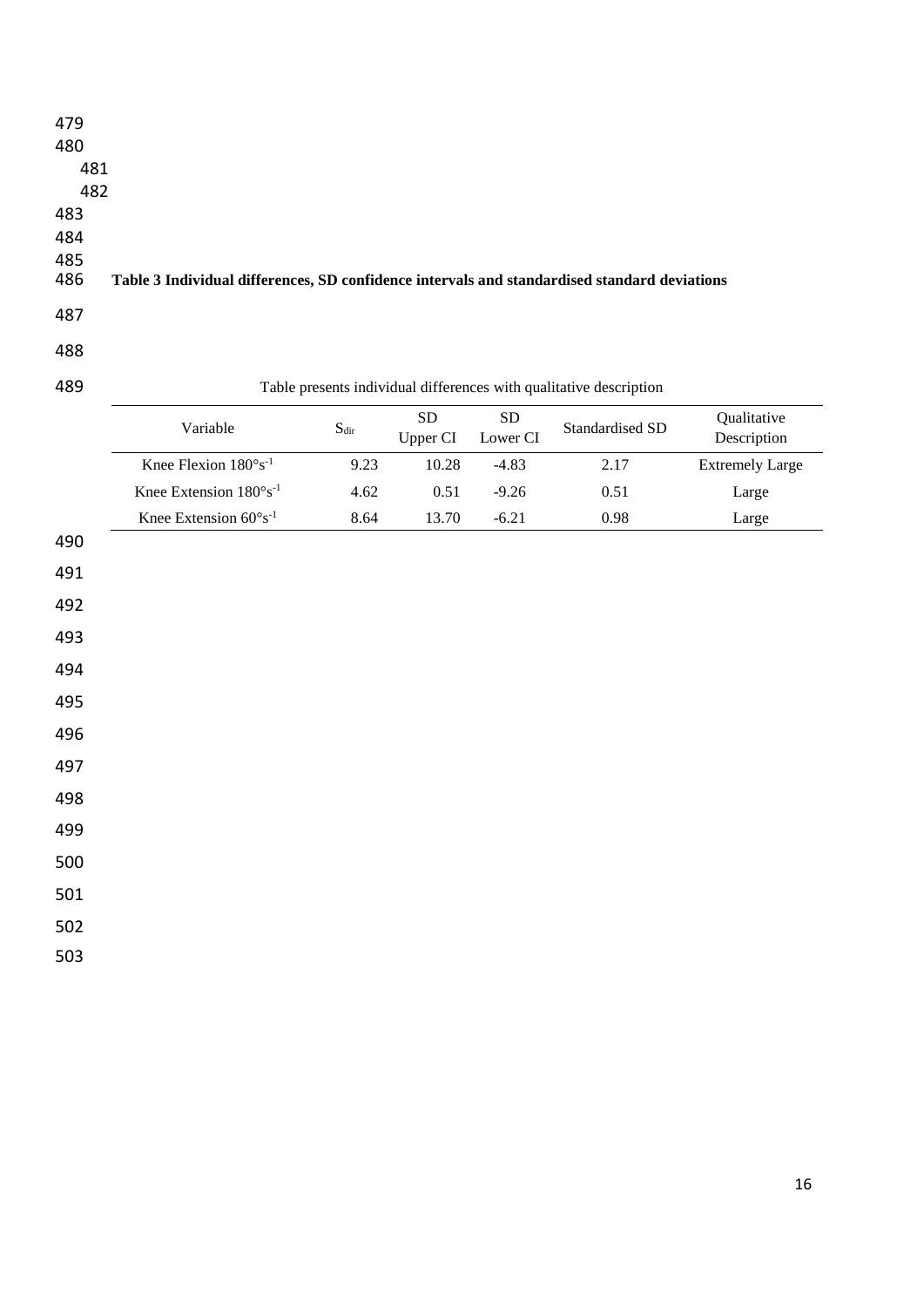**Table 3 Individual differences, SD confidence intervals and standardised standard deviations**

Table presents individual differences with qualitative description

| Variable | $S_{dir}$ | SD Upper CI | SD Lower CI | Standardised SD | Qualitative Description |
|---|---|---|---|---|---|
| Knee Flexion 180°s$^{-1}$ | 9.23 | 10.28 | -4.83 | 2.17 | Extremely Large |
| Knee Extension 180°s$^{-1}$ | 4.62 | 0.51 | -9.26 | 0.51 | Large |
| Knee Extension 60°s$^{-1}$ | 8.64 | 13.70 | -6.21 | 0.98 | Large |